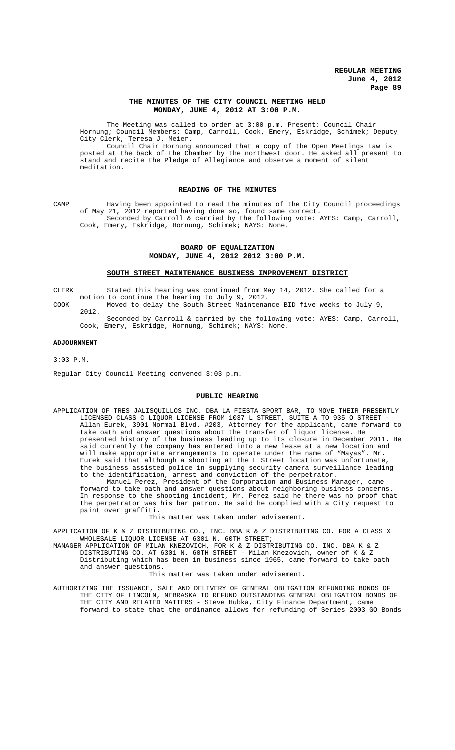**THE MINUTES OF THE CITY COUNCIL MEETING HELD MONDAY, JUNE 4, 2012 AT 3:00 P.M.**

The Meeting was called to order at 3:00 p.m. Present: Council Chair Hornung; Council Members: Camp, Carroll, Cook, Emery, Eskridge, Schimek; Deputy City Clerk, Teresa J. Meier.

Council Chair Hornung announced that a copy of the Open Meetings Law is posted at the back of the Chamber by the northwest door. He asked all present to stand and recite the Pledge of Allegiance and observe a moment of silent meditation.

## READING OF THE MINUTES

CAMP Having been appointed to read the minutes of the City Council proceedings of May 21, 2012 reported having done so, found same correct.

Seconded by Carroll & carried by the following vote: AYES: Camp, Carroll, Cook, Emery, Eskridge, Hornung, Schimek; NAYS: None.

## BOARD OF EQUALIZATION MONDAY, JUNE 4, 2012 2012 3:00 P.M.

### SOUTH STREET MAINTENANCE BUSINESS IMPROVEMENT DISTRICT

CLERK Stated this hearing was continued from May 14, 2012. She called for a motion to continue the hearing to July 9, 2012.

COOK Moved to delay the South Street Maintenance BID five weeks to July 9, 2012.

Seconded by Carroll & carried by the following vote: AYES: Camp, Carroll, Cook, Emery, Eskridge, Hornung, Schimek; NAYS: None.

**ADJOURNMENT**

3:03 P.M.

Regular City Council Meeting convened 3:03 p.m.

## PUBLIC HEARING

APPLICATION OF TRES JALISQUILLOS INC. DBA LA FIESTA SPORT BAR, TO MOVE THEIR PRESENTLY LICENSED CLASS C LIQUOR LICENSE FROM 1037 L STREET, SUITE A TO 935 O STREET - Allan Eurek, 3901 Normal Blvd. #203, Attorney for the applicant, came forward to take oath and answer questions about the transfer of liquor license. He presented history of the business leading up to its closure in December 2011. He said currently the company has entered into a new lease at a new location and will make appropriate arrangements to operate under the name of "Mayas". Mr. Eurek said that although a shooting at the L Street location was unfortunate, the business assisted police in supplying security camera surveillance leading to the identification, arrest and conviction of the perpetrator.

Manuel Perez, President of the Corporation and Business Manager, came forward to take oath and answer questions about neighboring business concerns. In response to the shooting incident, Mr. Perez said he there was no proof that the perpetrator was his bar patron. He said he complied with a City request to paint over graffiti.

This matter was taken under advisement.

APPLICATION OF K & Z DISTRIBUTING CO., INC. DBA K & Z DISTRIBUTING CO. FOR A CLASS X WHOLESALE LIQUOR LICENSE AT 6301 N. 60TH STREET;

MANAGER APPLICATION OF MILAN KNEZOVICH, FOR K & Z DISTRIBUTING CO. INC. DBA K & Z DISTRIBUTING CO. AT 6301 N. 60TH STREET - Milan Knezovich, owner of K & Z Distributing which has been in business since 1965, came forward to take oath and answer questions.

This matter was taken under advisement.

AUTHORIZING THE ISSUANCE, SALE AND DELIVERY OF GENERAL OBLIGATION REFUNDING BONDS OF THE CITY OF LINCOLN, NEBRASKA TO REFUND OUTSTANDING GENERAL OBLIGATION BONDS OF THE CITY AND RELATED MATTERS - Steve Hubka, City Finance Department, came forward to state that the ordinance allows for refunding of Series 2003 GO Bonds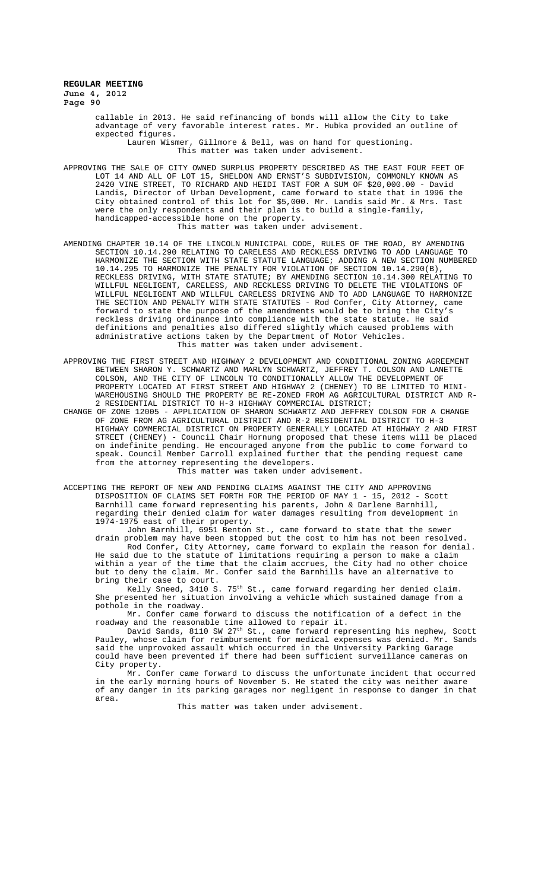callable in 2013. He said refinancing of bonds will allow the City to take advantage of very favorable interest rates. Mr. Hubka provided an outline of expected figures.

Lauren Wismer, Gillmore & Bell, was on hand for questioning.

This matter was taken under advisement.

APPROVING THE SALE OF CITY OWNED SURPLUS PROPERTY DESCRIBED AS THE EAST FOUR FEET OF LOT 14 AND ALL OF LOT 15, SHELDON AND ERNST'S SUBDIVISION, COMMONLY KNOWN AS 2420 VINE STREET, TO RICHARD AND HEIDI TAST FOR A SUM OF $20,000.00 - David Landis, Director of Urban Development, came forward to state that in 1996 the City obtained control of this lot for $5,000. Mr. Landis said Mr. & Mrs. Tast were the only respondents and their plan is to build a single-family, handicapped-accessible home on the property.

This matter was taken under advisement.

AMENDING CHAPTER 10.14 OF THE LINCOLN MUNICIPAL CODE, RULES OF THE ROAD, BY AMENDING SECTION 10.14.290 RELATING TO CARELESS AND RECKLESS DRIVING TO ADD LANGUAGE TO HARMONIZE THE SECTION WITH STATE STATUTE LANGUAGE; ADDING A NEW SECTION NUMBERED 10.14.295 TO HARMONIZE THE PENALTY FOR VIOLATION OF SECTION 10.14.290(B), RECKLESS DRIVING, WITH STATE STATUTE; BY AMENDING SECTION 10.14.300 RELATING TO WILLFUL NEGLIGENT, CARELESS, AND RECKLESS DRIVING TO DELETE THE VIOLATIONS OF WILLFUL NEGLIGENT AND WILLFUL CARELESS DRIVING AND TO ADD LANGUAGE TO HARMONIZE THE SECTION AND PENALTY WITH STATE STATUTES - Rod Confer, City Attorney, came forward to state the purpose of the amendments would be to bring the City's reckless driving ordinance into compliance with the state statute. He said definitions and penalties also differed slightly which caused problems with administrative actions taken by the Department of Motor Vehicles.

This matter was taken under advisement.

APPROVING THE FIRST STREET AND HIGHWAY 2 DEVELOPMENT AND CONDITIONAL ZONING AGREEMENT BETWEEN SHARON Y. SCHWARTZ AND MARLYN SCHWARTZ, JEFFREY T. COLSON AND LANETTE COLSON, AND THE CITY OF LINCOLN TO CONDITIONALLY ALLOW THE DEVELOPMENT OF PROPERTY LOCATED AT FIRST STREET AND HIGHWAY 2 (CHENEY) TO BE LIMITED TO MINI-WAREHOUSING SHOULD THE PROPERTY BE RE-ZONED FROM AG AGRICULTURAL DISTRICT AND R-2 RESIDENTIAL DISTRICT TO H-3 HIGHWAY COMMERCIAL DISTRICT;

CHANGE OF ZONE 12005 - APPLICATION OF SHARON SCHWARTZ AND JEFFREY COLSON FOR A CHANGE OF ZONE FROM AG AGRICULTURAL DISTRICT AND R-2 RESIDENTIAL DISTRICT TO H-3 HIGHWAY COMMERCIAL DISTRICT ON PROPERTY GENERALLY LOCATED AT HIGHWAY 2 AND FIRST STREET (CHENEY) - Council Chair Hornung proposed that these items will be placed on indefinite pending. He encouraged anyone from the public to come forward to speak. Council Member Carroll explained further that the pending request came from the attorney representing the developers.

This matter was taken under advisement.

ACCEPTING THE REPORT OF NEW AND PENDING CLAIMS AGAINST THE CITY AND APPROVING DISPOSITION OF CLAIMS SET FORTH FOR THE PERIOD OF MAY 1 - 15, 2012 - Scott Barnhill came forward representing his parents, John & Darlene Barnhill, regarding their denied claim for water damages resulting from development in 1974-1975 east of their property.

John Barnhill, 6951 Benton St., came forward to state that the sewer drain problem may have been stopped but the cost to him has not been resolved.

Rod Confer, City Attorney, came forward to explain the reason for denial. He said due to the statute of limitations requiring a person to make a claim within a year of the time that the claim accrues, the City had no other choice but to deny the claim. Mr. Confer said the Barnhills have an alternative to bring their case to court.

Kelly Sneed, 3410 S. 75th St., came forward regarding her denied claim. She presented her situation involving a vehicle which sustained damage from a pothole in the roadway.

Mr. Confer came forward to discuss the notification of a defect in the roadway and the reasonable time allowed to repair it.

David Sands, 8110 SW 27th St., came forward representing his nephew, Scott Pauley, whose claim for reimbursement for medical expenses was denied. Mr. Sands said the unprovoked assault which occurred in the University Parking Garage could have been prevented if there had been sufficient surveillance cameras on City property.

Mr. Confer came forward to discuss the unfortunate incident that occurred in the early morning hours of November 5. He stated the city was neither aware of any danger in its parking garages nor negligent in response to danger in that area.

This matter was taken under advisement.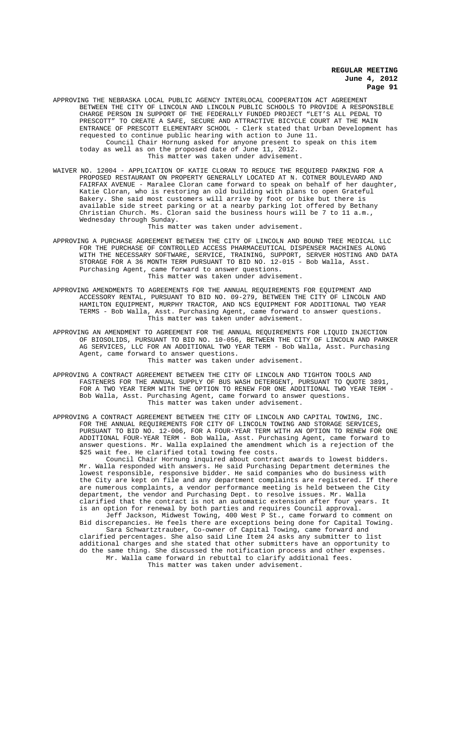APPROVING THE NEBRASKA LOCAL PUBLIC AGENCY INTERLOCAL COOPERATION ACT AGREEMENT BETWEEN THE CITY OF LINCOLN AND LINCOLN PUBLIC SCHOOLS TO PROVIDE A RESPONSIBLE CHARGE PERSON IN SUPPORT OF THE FEDERALLY FUNDED PROJECT "LET'S ALL PEDAL TO PRESCOTT" TO CREATE A SAFE, SECURE AND ATTRACTIVE BICYCLE COURT AT THE MAIN ENTRANCE OF PRESCOTT ELEMENTARY SCHOOL - Clerk stated that Urban Development has requested to continue public hearing with action to June 11.

Council Chair Hornung asked for anyone present to speak on this item today as well as on the proposed date of June 11, 2012.

This matter was taken under advisement.

WAIVER NO. 12004 - APPLICATION OF KATIE CLORAN TO REDUCE THE REQUIRED PARKING FOR A PROPOSED RESTAURANT ON PROPERTY GENERALLY LOCATED AT N. COTNER BOULEVARD AND FAIRFAX AVENUE - Maralee Cloran came forward to speak on behalf of her daughter, Katie Cloran, who is restoring an old building with plans to open Grateful Bakery. She said most customers will arrive by foot or bike but there is available side street parking or at a nearby parking lot offered by Bethany Christian Church. Ms. Cloran said the business hours will be 7 to 11 a.m., Wednesday through Sunday.

This matter was taken under advisement.

APPROVING A PURCHASE AGREEMENT BETWEEN THE CITY OF LINCOLN AND BOUND TREE MEDICAL LLC FOR THE PURCHASE OF CONTROLLED ACCESS PHARMACEUTICAL DISPENSER MACHINES ALONG WITH THE NECESSARY SOFTWARE, SERVICE, TRAINING, SUPPORT, SERVER HOSTING AND DATA STORAGE FOR A 36 MONTH TERM PURSUANT TO BID NO. 12-015 - Bob Walla, Asst. Purchasing Agent, came forward to answer questions.

This matter was taken under advisement.

APPROVING AMENDMENTS TO AGREEMENTS FOR THE ANNUAL REQUIREMENTS FOR EQUIPMENT AND ACCESSORY RENTAL, PURSUANT TO BID NO. 09-279, BETWEEN THE CITY OF LINCOLN AND HAMILTON EQUIPMENT, MURPHY TRACTOR, AND NCS EQUIPMENT FOR ADDITIONAL TWO YEAR TERMS - Bob Walla, Asst. Purchasing Agent, came forward to answer questions.

This matter was taken under advisement.

APPROVING AN AMENDMENT TO AGREEMENT FOR THE ANNUAL REQUIREMENTS FOR LIQUID INJECTION OF BIOSOLIDS, PURSUANT TO BID NO. 10-056, BETWEEN THE CITY OF LINCOLN AND PARKER AG SERVICES, LLC FOR AN ADDITIONAL TWO YEAR TERM - Bob Walla, Asst. Purchasing Agent, came forward to answer questions.

This matter was taken under advisement.

APPROVING A CONTRACT AGREEMENT BETWEEN THE CITY OF LINCOLN AND TIGHTON TOOLS AND FASTENERS FOR THE ANNUAL SUPPLY OF BUS WASH DETERGENT, PURSUANT TO QUOTE 3891, FOR A TWO YEAR TERM WITH THE OPTION TO RENEW FOR ONE ADDITIONAL TWO YEAR TERM - Bob Walla, Asst. Purchasing Agent, came forward to answer questions.

This matter was taken under advisement.

APPROVING A CONTRACT AGREEMENT BETWEEN THE CITY OF LINCOLN AND CAPITAL TOWING, INC. FOR THE ANNUAL REQUIREMENTS FOR CITY OF LINCOLN TOWING AND STORAGE SERVICES, PURSUANT TO BID NO. 12-006, FOR A FOUR-YEAR TERM WITH AN OPTION TO RENEW FOR ONE ADDITIONAL FOUR-YEAR TERM - Bob Walla, Asst. Purchasing Agent, came forward to answer questions. Mr. Walla explained the amendment which is a rejection of the $25 wait fee. He clarified total towing fee costs.

Council Chair Hornung inquired about contract awards to lowest bidders. Mr. Walla responded with answers. He said Purchasing Department determines the lowest responsible, responsive bidder. He said companies who do business with the City are kept on file and any department complaints are registered. If there are numerous complaints, a vendor performance meeting is held between the City department, the vendor and Purchasing Dept. to resolve issues. Mr. Walla clarified that the contract is not an automatic extension after four years. It is an option for renewal by both parties and requires Council approval.

Jeff Jackson, Midwest Towing, 400 West P St., came forward to comment on Bid discrepancies. He feels there are exceptions being done for Capital Towing.

Sara Schwartztrauber, Co-owner of Capital Towing, came forward and clarified percentages. She also said Line Item 24 asks any submitter to list additional charges and she stated that other submitters have an opportunity to do the same thing. She discussed the notification process and other expenses.

Mr. Walla came forward in rebuttal to clarify additional fees.

This matter was taken under advisement.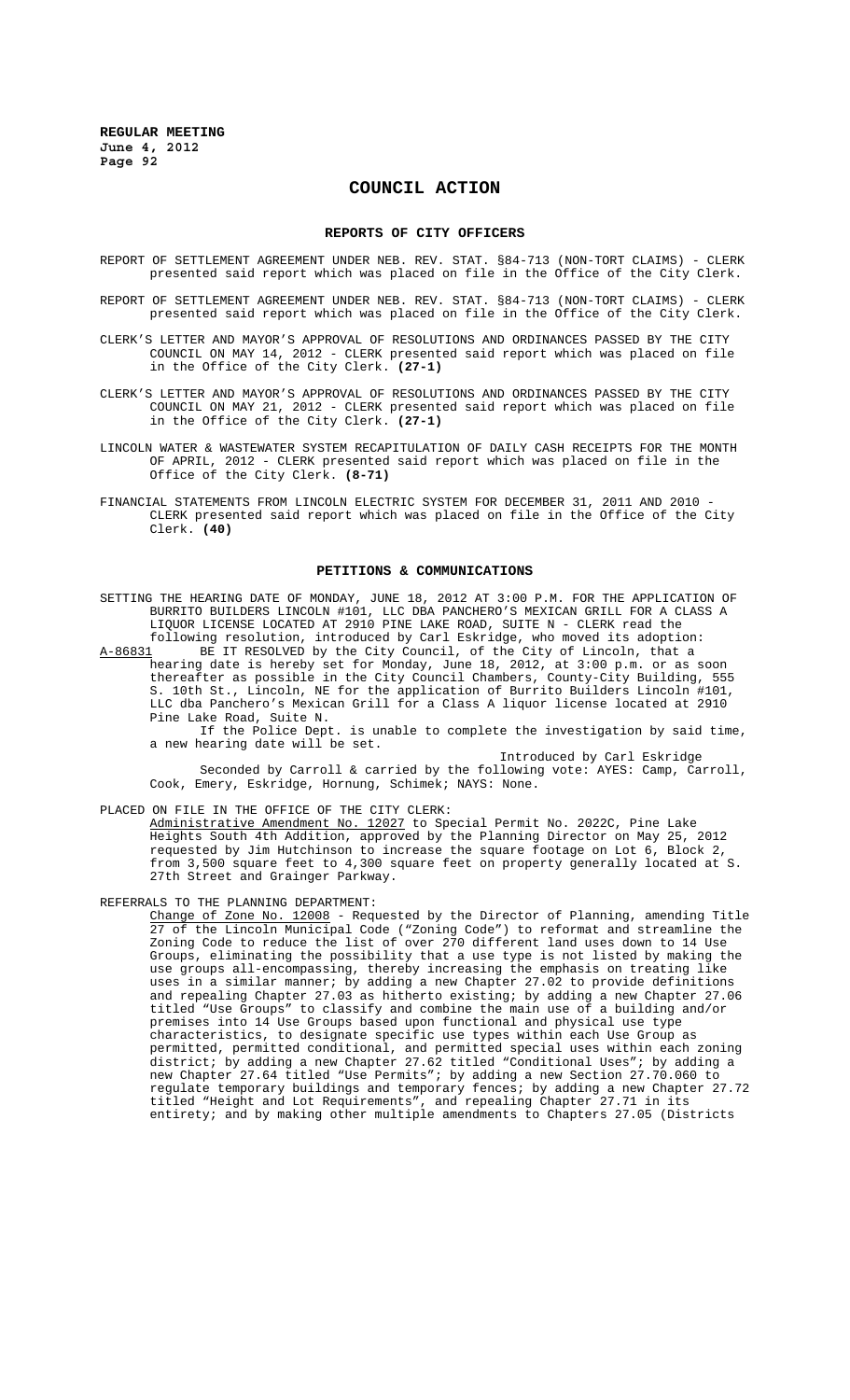# COUNCIL ACTION

## REPORTS OF CITY OFFICERS

REPORT OF SETTLEMENT AGREEMENT UNDER NEB. REV. STAT. §84-713 (NON-TORT CLAIMS) - CLERK presented said report which was placed on file in the Office of the City Clerk.

REPORT OF SETTLEMENT AGREEMENT UNDER NEB. REV. STAT. §84-713 (NON-TORT CLAIMS) - CLERK presented said report which was placed on file in the Office of the City Clerk.

CLERK'S LETTER AND MAYOR'S APPROVAL OF RESOLUTIONS AND ORDINANCES PASSED BY THE CITY COUNCIL ON MAY 14, 2012 - CLERK presented said report which was placed on file in the Office of the City Clerk. **(27-1)**

CLERK'S LETTER AND MAYOR'S APPROVAL OF RESOLUTIONS AND ORDINANCES PASSED BY THE CITY COUNCIL ON MAY 21, 2012 - CLERK presented said report which was placed on file in the Office of the City Clerk. **(27-1)**

LINCOLN WATER & WASTEWATER SYSTEM RECAPITULATION OF DAILY CASH RECEIPTS FOR THE MONTH OF APRIL, 2012 - CLERK presented said report which was placed on file in the Office of the City Clerk. **(8-71)**

FINANCIAL STATEMENTS FROM LINCOLN ELECTRIC SYSTEM FOR DECEMBER 31, 2011 AND 2010 - CLERK presented said report which was placed on file in the Office of the City Clerk. **(40)**

## PETITIONS & COMMUNICATIONS

SETTING THE HEARING DATE OF MONDAY, JUNE 18, 2012 AT 3:00 P.M. FOR THE APPLICATION OF BURRITO BUILDERS LINCOLN #101, LLC DBA PANCHERO'S MEXICAN GRILL FOR A CLASS A LIQUOR LICENSE LOCATED AT 2910 PINE LAKE ROAD, SUITE N - CLERK read the following resolution, introduced by Carl Eskridge, who moved its adoption:

A-86831 BE IT RESOLVED by the City Council, of the City of Lincoln, that a hearing date is hereby set for Monday, June 18, 2012, at 3:00 p.m. or as soon thereafter as possible in the City Council Chambers, County-City Building, 555 S. 10th St., Lincoln, NE for the application of Burrito Builders Lincoln #101, LLC dba Panchero's Mexican Grill for a Class A liquor license located at 2910 Pine Lake Road, Suite N.

If the Police Dept. is unable to complete the investigation by said time, a new hearing date will be set.

Introduced by Carl Eskridge

Seconded by Carroll & carried by the following vote: AYES: Camp, Carroll, Cook, Emery, Eskridge, Hornung, Schimek; NAYS: None.

PLACED ON FILE IN THE OFFICE OF THE CITY CLERK:

Administrative Amendment No. 12027 to Special Permit No. 2022C, Pine Lake Heights South 4th Addition, approved by the Planning Director on May 25, 2012 requested by Jim Hutchinson to increase the square footage on Lot 6, Block 2, from 3,500 square feet to 4,300 square feet on property generally located at S. 27th Street and Grainger Parkway.

REFERRALS TO THE PLANNING DEPARTMENT:

Change of Zone No. 12008 - Requested by the Director of Planning, amending Title 27 of the Lincoln Municipal Code ("Zoning Code") to reformat and streamline the Zoning Code to reduce the list of over 270 different land uses down to 14 Use Groups, eliminating the possibility that a use type is not listed by making the use groups all-encompassing, thereby increasing the emphasis on treating like uses in a similar manner; by adding a new Chapter 27.02 to provide definitions and repealing Chapter 27.03 as hitherto existing; by adding a new Chapter 27.06 titled "Use Groups" to classify and combine the main use of a building and/or premises into 14 Use Groups based upon functional and physical use type characteristics, to designate specific use types within each Use Group as permitted, permitted conditional, and permitted special uses within each zoning district; by adding a new Chapter 27.62 titled "Conditional Uses"; by adding a new Chapter 27.64 titled "Use Permits"; by adding a new Section 27.70.060 to regulate temporary buildings and temporary fences; by adding a new Chapter 27.72 titled "Height and Lot Requirements", and repealing Chapter 27.71 in its entirety; and by making other multiple amendments to Chapters 27.05 (Districts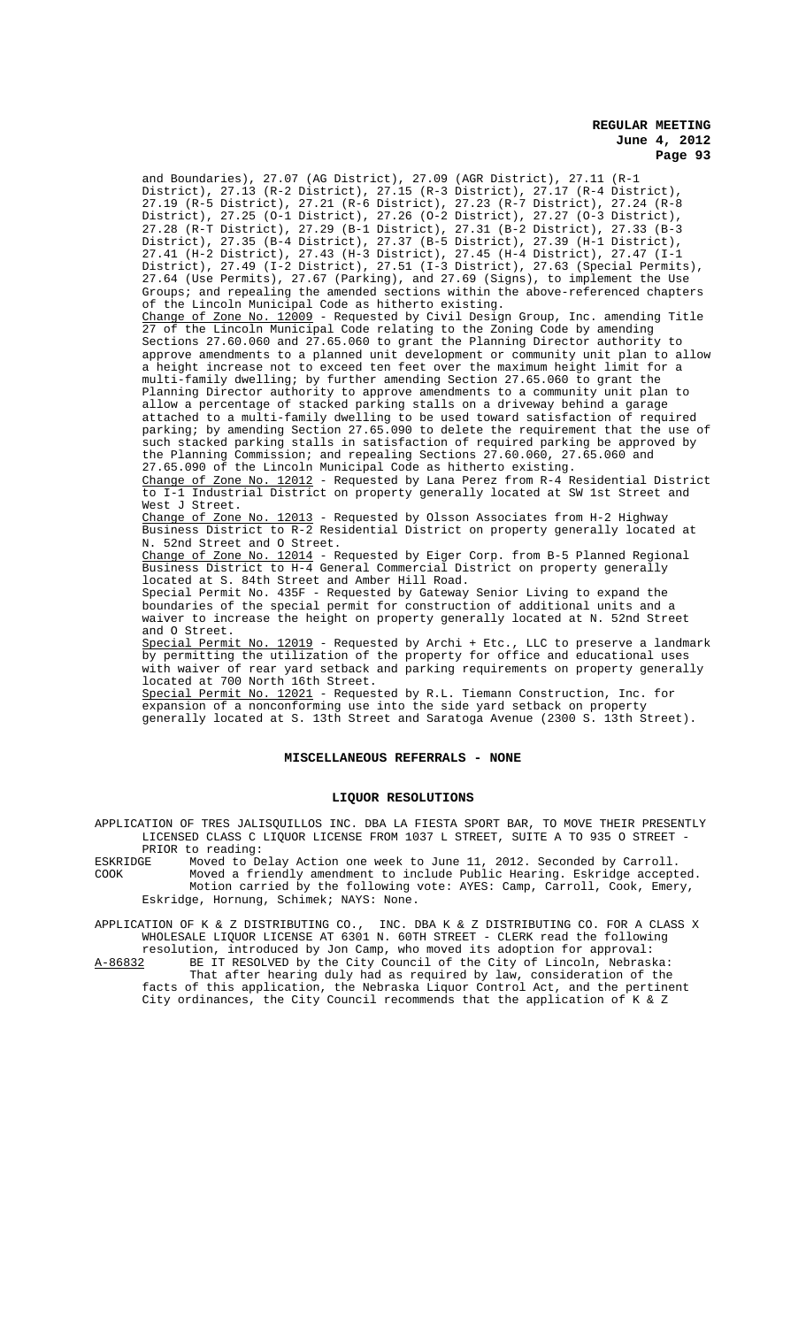and Boundaries), 27.07 (AG District), 27.09 (AGR District), 27.11 (R-1 District), 27.13 (R-2 District), 27.15 (R-3 District), 27.17 (R-4 District), 27.19 (R-5 District), 27.21 (R-6 District), 27.23 (R-7 District), 27.24 (R-8 District), 27.25 (O-1 District), 27.26 (O-2 District), 27.27 (O-3 District), 27.28 (R-T District), 27.29 (B-1 District), 27.31 (B-2 District), 27.33 (B-3 District), 27.35 (B-4 District), 27.37 (B-5 District), 27.39 (H-1 District), 27.41 (H-2 District), 27.43 (H-3 District), 27.45 (H-4 District), 27.47 (I-1 District), 27.49 (I-2 District), 27.51 (I-3 District), 27.63 (Special Permits), 27.64 (Use Permits), 27.67 (Parking), and 27.69 (Signs), to implement the Use Groups; and repealing the amended sections within the above-referenced chapters of the Lincoln Municipal Code as hitherto existing.

Change of Zone No. 12009 - Requested by Civil Design Group, Inc. amending Title 27 of the Lincoln Municipal Code relating to the Zoning Code by amending Sections 27.60.060 and 27.65.060 to grant the Planning Director authority to approve amendments to a planned unit development or community unit plan to allow a height increase not to exceed ten feet over the maximum height limit for a multi-family dwelling; by further amending Section 27.65.060 to grant the Planning Director authority to approve amendments to a community unit plan to allow a percentage of stacked parking stalls on a driveway behind a garage attached to a multi-family dwelling to be used toward satisfaction of required parking; by amending Section 27.65.090 to delete the requirement that the use of such stacked parking stalls in satisfaction of required parking be approved by the Planning Commission; and repealing Sections 27.60.060, 27.65.060 and 27.65.090 of the Lincoln Municipal Code as hitherto existing.

Change of Zone No. 12012 - Requested by Lana Perez from R-4 Residential District to I-1 Industrial District on property generally located at SW 1st Street and West J Street.

Change of Zone No. 12013 - Requested by Olsson Associates from H-2 Highway Business District to R-2 Residential District on property generally located at N. 52nd Street and O Street.

Change of Zone No. 12014 - Requested by Eiger Corp. from B-5 Planned Regional Business District to H-4 General Commercial District on property generally located at S. 84th Street and Amber Hill Road.

Special Permit No. 435F - Requested by Gateway Senior Living to expand the boundaries of the special permit for construction of additional units and a waiver to increase the height on property generally located at N. 52nd Street and O Street.

Special Permit No. 12019 - Requested by Archi + Etc., LLC to preserve a landmark by permitting the utilization of the property for office and educational uses with waiver of rear yard setback and parking requirements on property generally located at 700 North 16th Street.

Special Permit No. 12021 - Requested by R.L. Tiemann Construction, Inc. for expansion of a nonconforming use into the side yard setback on property generally located at S. 13th Street and Saratoga Avenue (2300 S. 13th Street).

## MISCELLANEOUS REFERRALS - NONE

## LIQUOR RESOLUTIONS

APPLICATION OF TRES JALISQUILLOS INC. DBA LA FIESTA SPORT BAR, TO MOVE THEIR PRESENTLY LICENSED CLASS C LIQUOR LICENSE FROM 1037 L STREET, SUITE A TO 935 O STREET - PRIOR to reading:

ESKRIDGE Moved to Delay Action one week to June 11, 2012. Seconded by Carroll.

COOK Moved a friendly amendment to include Public Hearing. Eskridge accepted. Motion carried by the following vote: AYES: Camp, Carroll, Cook, Emery, Eskridge, Hornung, Schimek; NAYS: None.

APPLICATION OF K & Z DISTRIBUTING CO., INC. DBA K & Z DISTRIBUTING CO. FOR A CLASS X WHOLESALE LIQUOR LICENSE AT 6301 N. 60TH STREET - CLERK read the following resolution, introduced by Jon Camp, who moved its adoption for approval:

A-86832 BE IT RESOLVED by the City Council of the City of Lincoln, Nebraska: That after hearing duly had as required by law, consideration of the facts of this application, the Nebraska Liquor Control Act, and the pertinent City ordinances, the City Council recommends that the application of K & Z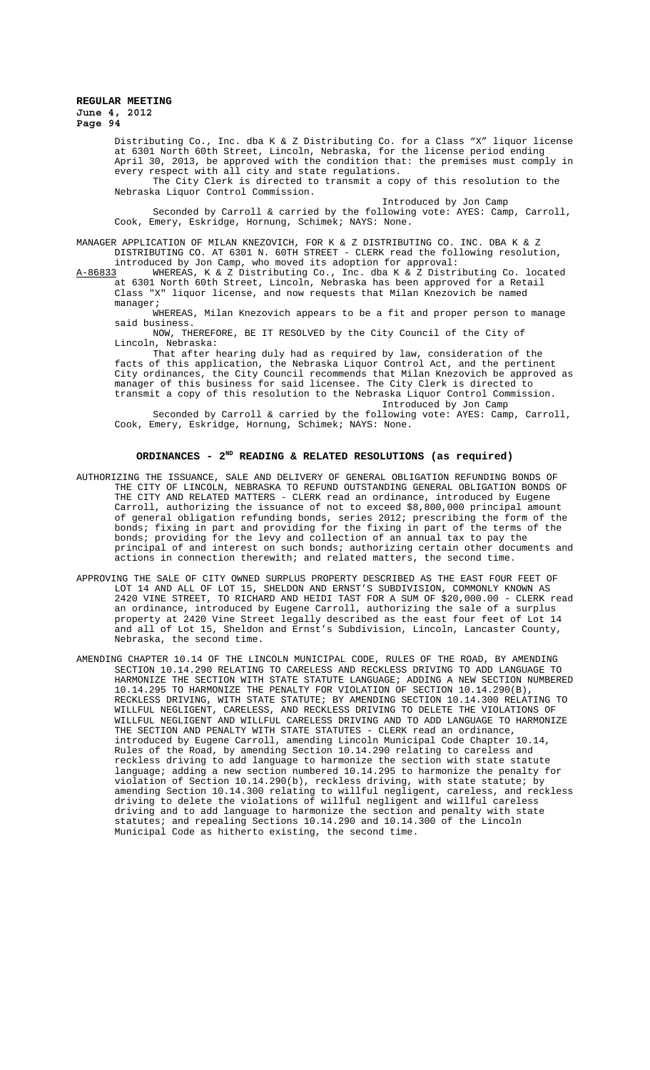Distributing Co., Inc. dba K & Z Distributing Co. for a Class "X" liquor license at 6301 North 60th Street, Lincoln, Nebraska, for the license period ending April 30, 2013, be approved with the condition that: the premises must comply in every respect with all city and state regulations.

The City Clerk is directed to transmit a copy of this resolution to the Nebraska Liquor Control Commission.

Introduced by Jon Camp

Seconded by Carroll & carried by the following vote: AYES: Camp, Carroll, Cook, Emery, Eskridge, Hornung, Schimek; NAYS: None.

MANAGER APPLICATION OF MILAN KNEZOVICH, FOR K & Z DISTRIBUTING CO. INC. DBA K & Z DISTRIBUTING CO. AT 6301 N. 60TH STREET - CLERK read the following resolution, introduced by Jon Camp, who moved its adoption for approval:

A-86833 WHEREAS, K & Z Distributing Co., Inc. dba K & Z Distributing Co. located at 6301 North 60th Street, Lincoln, Nebraska has been approved for a Retail Class "X" liquor license, and now requests that Milan Knezovich be named manager;

WHEREAS, Milan Knezovich appears to be a fit and proper person to manage said business.

NOW, THEREFORE, BE IT RESOLVED by the City Council of the City of Lincoln, Nebraska:

That after hearing duly had as required by law, consideration of the facts of this application, the Nebraska Liquor Control Act, and the pertinent City ordinances, the City Council recommends that Milan Knezovich be approved as manager of this business for said licensee. The City Clerk is directed to transmit a copy of this resolution to the Nebraska Liquor Control Commission.

Introduced by Jon Camp

Seconded by Carroll & carried by the following vote: AYES: Camp, Carroll, Cook, Emery, Eskridge, Hornung, Schimek; NAYS: None.

## ORDINANCES - 2ND READING & RELATED RESOLUTIONS (as required)

AUTHORIZING THE ISSUANCE, SALE AND DELIVERY OF GENERAL OBLIGATION REFUNDING BONDS OF THE CITY OF LINCOLN, NEBRASKA TO REFUND OUTSTANDING GENERAL OBLIGATION BONDS OF THE CITY AND RELATED MATTERS - CLERK read an ordinance, introduced by Eugene Carroll, authorizing the issuance of not to exceed $8,800,000 principal amount of general obligation refunding bonds, series 2012; prescribing the form of the bonds; fixing in part and providing for the fixing in part of the terms of the bonds; providing for the levy and collection of an annual tax to pay the principal of and interest on such bonds; authorizing certain other documents and actions in connection therewith; and related matters, the second time.

APPROVING THE SALE OF CITY OWNED SURPLUS PROPERTY DESCRIBED AS THE EAST FOUR FEET OF LOT 14 AND ALL OF LOT 15, SHELDON AND ERNST'S SUBDIVISION, COMMONLY KNOWN AS 2420 VINE STREET, TO RICHARD AND HEIDI TAST FOR A SUM OF $20,000.00 - CLERK read an ordinance, introduced by Eugene Carroll, authorizing the sale of a surplus property at 2420 Vine Street legally described as the east four feet of Lot 14 and all of Lot 15, Sheldon and Ernst's Subdivision, Lincoln, Lancaster County, Nebraska, the second time.

AMENDING CHAPTER 10.14 OF THE LINCOLN MUNICIPAL CODE, RULES OF THE ROAD, BY AMENDING SECTION 10.14.290 RELATING TO CARELESS AND RECKLESS DRIVING TO ADD LANGUAGE TO HARMONIZE THE SECTION WITH STATE STATUTE LANGUAGE; ADDING A NEW SECTION NUMBERED 10.14.295 TO HARMONIZE THE PENALTY FOR VIOLATION OF SECTION 10.14.290(B), RECKLESS DRIVING, WITH STATE STATUTE; BY AMENDING SECTION 10.14.300 RELATING TO WILLFUL NEGLIGENT, CARELESS, AND RECKLESS DRIVING TO DELETE THE VIOLATIONS OF WILLFUL NEGLIGENT AND WILLFUL CARELESS DRIVING AND TO ADD LANGUAGE TO HARMONIZE THE SECTION AND PENALTY WITH STATE STATUTES - CLERK read an ordinance, introduced by Eugene Carroll, amending Lincoln Municipal Code Chapter 10.14, Rules of the Road, by amending Section 10.14.290 relating to careless and reckless driving to add language to harmonize the section with state statute language; adding a new section numbered 10.14.295 to harmonize the penalty for violation of Section 10.14.290(b), reckless driving, with state statute; by amending Section 10.14.300 relating to willful negligent, careless, and reckless driving to delete the violations of willful negligent and willful careless driving and to add language to harmonize the section and penalty with state statutes; and repealing Sections 10.14.290 and 10.14.300 of the Lincoln Municipal Code as hitherto existing, the second time.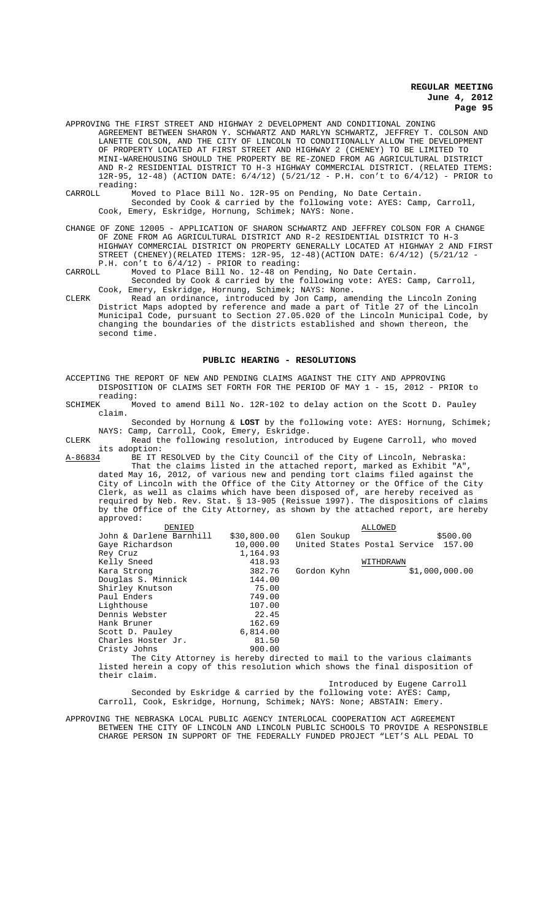APPROVING THE FIRST STREET AND HIGHWAY 2 DEVELOPMENT AND CONDITIONAL ZONING AGREEMENT BETWEEN SHARON Y. SCHWARTZ AND MARLYN SCHWARTZ, JEFFREY T. COLSON AND LANETTE COLSON, AND THE CITY OF LINCOLN TO CONDITIONALLY ALLOW THE DEVELOPMENT OF PROPERTY LOCATED AT FIRST STREET AND HIGHWAY 2 (CHENEY) TO BE LIMITED TO MINI-WAREHOUSING SHOULD THE PROPERTY BE RE-ZONED FROM AG AGRICULTURAL DISTRICT AND R-2 RESIDENTIAL DISTRICT TO H-3 HIGHWAY COMMERCIAL DISTRICT. (RELATED ITEMS: 12R-95, 12-48) (ACTION DATE: 6/4/12) (5/21/12 - P.H. con't to 6/4/12) - PRIOR to reading:

CARROLL Moved to Place Bill No. 12R-95 on Pending, No Date Certain.
Seconded by Cook & carried by the following vote: AYES: Camp, Carroll, Cook, Emery, Eskridge, Hornung, Schimek; NAYS: None.

CHANGE OF ZONE 12005 - APPLICATION OF SHARON SCHWARTZ AND JEFFREY COLSON FOR A CHANGE OF ZONE FROM AG AGRICULTURAL DISTRICT AND R-2 RESIDENTIAL DISTRICT TO H-3 HIGHWAY COMMERCIAL DISTRICT ON PROPERTY GENERALLY LOCATED AT HIGHWAY 2 AND FIRST STREET (CHENEY)(RELATED ITEMS: 12R-95, 12-48)(ACTION DATE: 6/4/12) (5/21/12 - P.H. con't to 6/4/12) - PRIOR to reading:

CARROLL Moved to Place Bill No. 12-48 on Pending, No Date Certain.
Seconded by Cook & carried by the following vote: AYES: Camp, Carroll, Cook, Emery, Eskridge, Hornung, Schimek; NAYS: None.

CLERK Read an ordinance, introduced by Jon Camp, amending the Lincoln Zoning District Maps adopted by reference and made a part of Title 27 of the Lincoln Municipal Code, pursuant to Section 27.05.020 of the Lincoln Municipal Code, by changing the boundaries of the districts established and shown thereon, the second time.

## PUBLIC HEARING - RESOLUTIONS

ACCEPTING THE REPORT OF NEW AND PENDING CLAIMS AGAINST THE CITY AND APPROVING DISPOSITION OF CLAIMS SET FORTH FOR THE PERIOD OF MAY 1 - 15, 2012 - PRIOR to reading:

SCHIMEK Moved to amend Bill No. 12R-102 to delay action on the Scott D. Pauley claim.
Seconded by Hornung & **LOST** by the following vote: AYES: Hornung, Schimek; NAYS: Camp, Carroll, Cook, Emery, Eskridge.

CLERK Read the following resolution, introduced by Eugene Carroll, who moved its adoption:

A-86834 BE IT RESOLVED by the City Council of the City of Lincoln, Nebraska:
That the claims listed in the attached report, marked as Exhibit "A", dated May 16, 2012, of various new and pending tort claims filed against the City of Lincoln with the Office of the City Attorney or the Office of the City Clerk, as well as claims which have been disposed of, are hereby received as required by Neb. Rev. Stat. § 13-905 (Reissue 1997). The dispositions of claims by the Office of the City Attorney, as shown by the attached report, are hereby approved:

| DENIED | | ALLOWED | |
|---|---|---|---|
| John & Darlene Barnhill | $30,800.00 | Glen Soukup | $500.00 |
| Gaye Richardson | 10,000.00 | United States Postal Service | 157.00 |
| Rey Cruz | 1,164.93 | | |
| Kelly Sneed | 418.93 | WITHDRAWN | |
| Kara Strong | 382.76 | Gordon Kyhn | $1,000,000.00 |
| Douglas S. Minnick | 144.00 | | |
| Shirley Knutson | 75.00 | | |
| Paul Enders | 749.00 | | |
| Lighthouse | 107.00 | | |
| Dennis Webster | 22.45 | | |
| Hank Bruner | 162.69 | | |
| Scott D. Pauley | 6,814.00 | | |
| Charles Hoster Jr. | 81.50 | | |
| Cristy Johns | 900.00 | | |

The City Attorney is hereby directed to mail to the various claimants listed herein a copy of this resolution which shows the final disposition of their claim.

Introduced by Eugene Carroll

Seconded by Eskridge & carried by the following vote: AYES: Camp, Carroll, Cook, Eskridge, Hornung, Schimek; NAYS: None; ABSTAIN: Emery.

APPROVING THE NEBRASKA LOCAL PUBLIC AGENCY INTERLOCAL COOPERATION ACT AGREEMENT BETWEEN THE CITY OF LINCOLN AND LINCOLN PUBLIC SCHOOLS TO PROVIDE A RESPONSIBLE CHARGE PERSON IN SUPPORT OF THE FEDERALLY FUNDED PROJECT "LET'S ALL PEDAL TO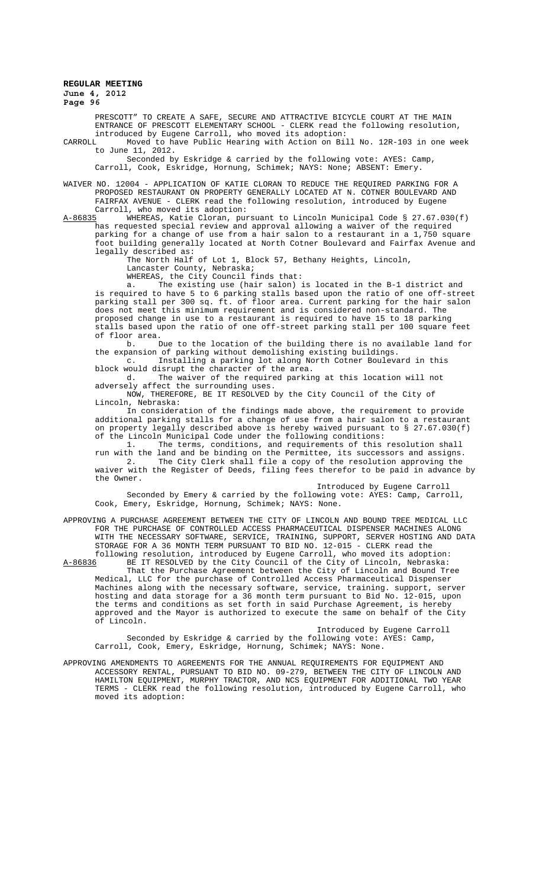PRESCOTT" TO CREATE A SAFE, SECURE AND ATTRACTIVE BICYCLE COURT AT THE MAIN ENTRANCE OF PRESCOTT ELEMENTARY SCHOOL - CLERK read the following resolution, introduced by Eugene Carroll, who moved its adoption:

CARROLL Moved to have Public Hearing with Action on Bill No. 12R-103 in one week to June 11, 2012.

Seconded by Eskridge & carried by the following vote: AYES: Camp, Carroll, Cook, Eskridge, Hornung, Schimek; NAYS: None; ABSENT: Emery.

WAIVER NO. 12004 - APPLICATION OF KATIE CLORAN TO REDUCE THE REQUIRED PARKING FOR A PROPOSED RESTAURANT ON PROPERTY GENERALLY LOCATED AT N. COTNER BOULEVARD AND FAIRFAX AVENUE - CLERK read the following resolution, introduced by Eugene Carroll, who moved its adoption:

A-86835 WHEREAS, Katie Cloran, pursuant to Lincoln Municipal Code § 27.67.030(f) has requested special review and approval allowing a waiver of the required parking for a change of use from a hair salon to a restaurant in a 1,750 square foot building generally located at North Cotner Boulevard and Fairfax Avenue and legally described as:

The North Half of Lot 1, Block 57, Bethany Heights, Lincoln, Lancaster County, Nebraska;

WHEREAS, the City Council finds that:

a. The existing use (hair salon) is located in the B-1 district and is required to have 5 to 6 parking stalls based upon the ratio of one off-street parking stall per 300 sq. ft. of floor area. Current parking for the hair salon does not meet this minimum requirement and is considered non-standard. The proposed change in use to a restaurant is required to have 15 to 18 parking stalls based upon the ratio of one off-street parking stall per 100 square feet of floor area.

b. Due to the location of the building there is no available land for the expansion of parking without demolishing existing buildings.

c. Installing a parking lot along North Cotner Boulevard in this block would disrupt the character of the area.

d. The waiver of the required parking at this location will not adversely affect the surrounding uses.

NOW, THEREFORE, BE IT RESOLVED by the City Council of the City of Lincoln, Nebraska:

In consideration of the findings made above, the requirement to provide additional parking stalls for a change of use from a hair salon to a restaurant on property legally described above is hereby waived pursuant to § 27.67.030(f) of the Lincoln Municipal Code under the following conditions:

1. The terms, conditions, and requirements of this resolution shall run with the land and be binding on the Permittee, its successors and assigns.

2. The City Clerk shall file a copy of the resolution approving the waiver with the Register of Deeds, filing fees therefor to be paid in advance by the Owner.

Introduced by Eugene Carroll

Seconded by Emery & carried by the following vote: AYES: Camp, Carroll, Cook, Emery, Eskridge, Hornung, Schimek; NAYS: None.

APPROVING A PURCHASE AGREEMENT BETWEEN THE CITY OF LINCOLN AND BOUND TREE MEDICAL LLC FOR THE PURCHASE OF CONTROLLED ACCESS PHARMACEUTICAL DISPENSER MACHINES ALONG WITH THE NECESSARY SOFTWARE, SERVICE, TRAINING, SUPPORT, SERVER HOSTING AND DATA STORAGE FOR A 36 MONTH TERM PURSUANT TO BID NO. 12-015 - CLERK read the following resolution, introduced by Eugene Carroll, who moved its adoption:

A-86836 BE IT RESOLVED by the City Council of the City of Lincoln, Nebraska:

That the Purchase Agreement between the City of Lincoln and Bound Tree Medical, LLC for the purchase of Controlled Access Pharmaceutical Dispenser Machines along with the necessary software, service, training. support, server hosting and data storage for a 36 month term pursuant to Bid No. 12-015, upon the terms and conditions as set forth in said Purchase Agreement, is hereby approved and the Mayor is authorized to execute the same on behalf of the City of Lincoln.

Introduced by Eugene Carroll

Seconded by Eskridge & carried by the following vote: AYES: Camp, Carroll, Cook, Emery, Eskridge, Hornung, Schimek; NAYS: None.

APPROVING AMENDMENTS TO AGREEMENTS FOR THE ANNUAL REQUIREMENTS FOR EQUIPMENT AND ACCESSORY RENTAL, PURSUANT TO BID NO. 09-279, BETWEEN THE CITY OF LINCOLN AND HAMILTON EQUIPMENT, MURPHY TRACTOR, AND NCS EQUIPMENT FOR ADDITIONAL TWO YEAR TERMS - CLERK read the following resolution, introduced by Eugene Carroll, who moved its adoption: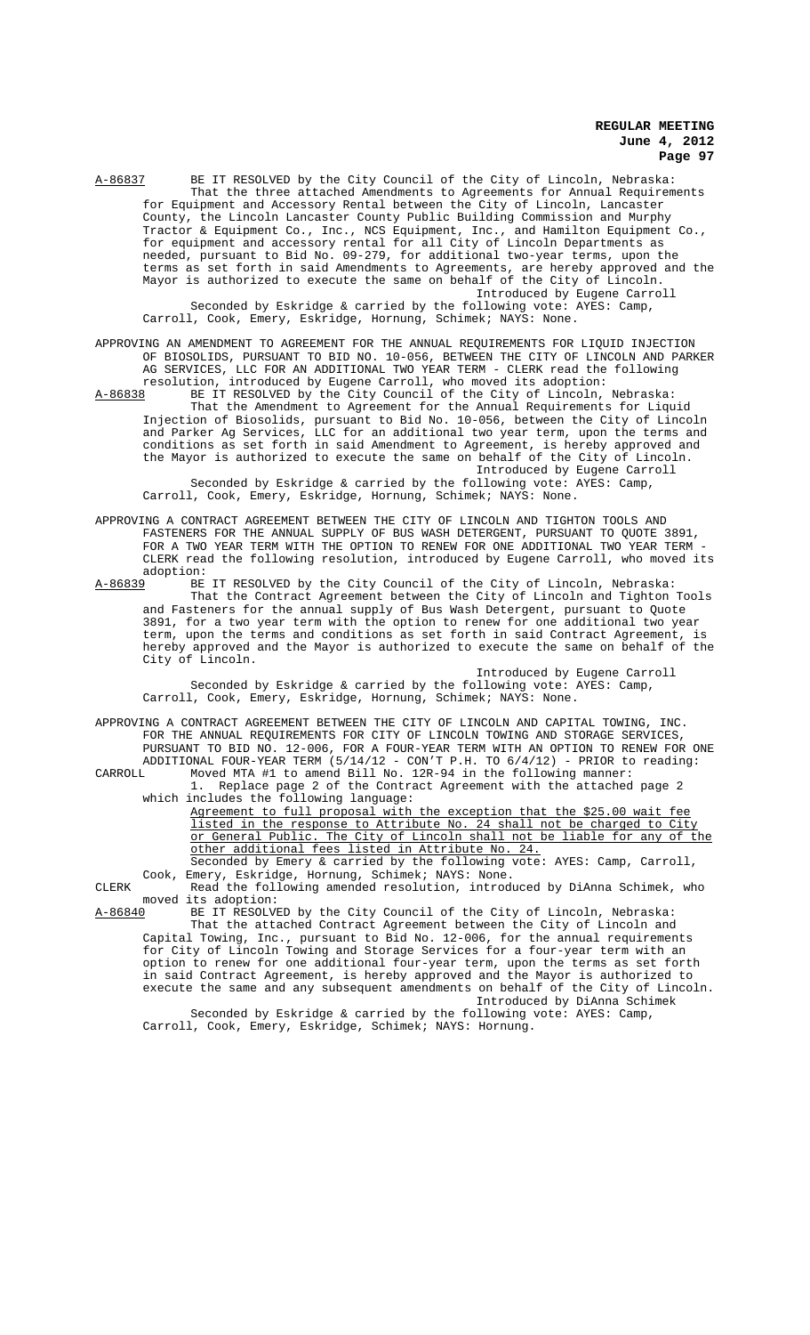A-86837 BE IT RESOLVED by the City Council of the City of Lincoln, Nebraska:

That the three attached Amendments to Agreements for Annual Requirements for Equipment and Accessory Rental between the City of Lincoln, Lancaster County, the Lincoln Lancaster County Public Building Commission and Murphy Tractor & Equipment Co., Inc., NCS Equipment, Inc., and Hamilton Equipment Co., for equipment and accessory rental for all City of Lincoln Departments as needed, pursuant to Bid No. 09-279, for additional two-year terms, upon the terms as set forth in said Amendments to Agreements, are hereby approved and the Mayor is authorized to execute the same on behalf of the City of Lincoln.

Introduced by Eugene Carroll

Seconded by Eskridge & carried by the following vote: AYES: Camp, Carroll, Cook, Emery, Eskridge, Hornung, Schimek; NAYS: None.

APPROVING AN AMENDMENT TO AGREEMENT FOR THE ANNUAL REQUIREMENTS FOR LIQUID INJECTION OF BIOSOLIDS, PURSUANT TO BID NO. 10-056, BETWEEN THE CITY OF LINCOLN AND PARKER AG SERVICES, LLC FOR AN ADDITIONAL TWO YEAR TERM - CLERK read the following resolution, introduced by Eugene Carroll, who moved its adoption:

A-86838 BE IT RESOLVED by the City Council of the City of Lincoln, Nebraska:

That the Amendment to Agreement for the Annual Requirements for Liquid Injection of Biosolids, pursuant to Bid No. 10-056, between the City of Lincoln and Parker Ag Services, LLC for an additional two year term, upon the terms and conditions as set forth in said Amendment to Agreement, is hereby approved and the Mayor is authorized to execute the same on behalf of the City of Lincoln.

Introduced by Eugene Carroll

Seconded by Eskridge & carried by the following vote: AYES: Camp, Carroll, Cook, Emery, Eskridge, Hornung, Schimek; NAYS: None.

APPROVING A CONTRACT AGREEMENT BETWEEN THE CITY OF LINCOLN AND TIGHTON TOOLS AND FASTENERS FOR THE ANNUAL SUPPLY OF BUS WASH DETERGENT, PURSUANT TO QUOTE 3891, FOR A TWO YEAR TERM WITH THE OPTION TO RENEW FOR ONE ADDITIONAL TWO YEAR TERM - CLERK read the following resolution, introduced by Eugene Carroll, who moved its adoption:

A-86839 BE IT RESOLVED by the City Council of the City of Lincoln, Nebraska:

That the Contract Agreement between the City of Lincoln and Tighton Tools and Fasteners for the annual supply of Bus Wash Detergent, pursuant to Quote 3891, for a two year term with the option to renew for one additional two year term, upon the terms and conditions as set forth in said Contract Agreement, is hereby approved and the Mayor is authorized to execute the same on behalf of the City of Lincoln.

Introduced by Eugene Carroll

Seconded by Eskridge & carried by the following vote: AYES: Camp, Carroll, Cook, Emery, Eskridge, Hornung, Schimek; NAYS: None.

APPROVING A CONTRACT AGREEMENT BETWEEN THE CITY OF LINCOLN AND CAPITAL TOWING, INC. FOR THE ANNUAL REQUIREMENTS FOR CITY OF LINCOLN TOWING AND STORAGE SERVICES, PURSUANT TO BID NO. 12-006, FOR A FOUR-YEAR TERM WITH AN OPTION TO RENEW FOR ONE ADDITIONAL FOUR-YEAR TERM (5/14/12 - CON'T P.H. TO 6/4/12) - PRIOR to reading:

CARROLL Moved MTA #1 to amend Bill No. 12R-94 in the following manner:

1. Replace page 2 of the Contract Agreement with the attached page 2 which includes the following language:

<u>Agreement to full proposal with the exception that the $25.00 wait fee listed in the response to Attribute No. 24 shall not be charged to City or General Public. The City of Lincoln shall not be liable for any of the other additional fees listed in Attribute No. 24.</u>

Seconded by Emery & carried by the following vote: AYES: Camp, Carroll, Cook, Emery, Eskridge, Hornung, Schimek; NAYS: None.

CLERK Read the following amended resolution, introduced by DiAnna Schimek, who moved its adoption:

A-86840 BE IT RESOLVED by the City Council of the City of Lincoln, Nebraska:

That the attached Contract Agreement between the City of Lincoln and Capital Towing, Inc., pursuant to Bid No. 12-006, for the annual requirements for City of Lincoln Towing and Storage Services for a four-year term with an option to renew for one additional four-year term, upon the terms as set forth in said Contract Agreement, is hereby approved and the Mayor is authorized to execute the same and any subsequent amendments on behalf of the City of Lincoln.

Introduced by DiAnna Schimek

Seconded by Eskridge & carried by the following vote: AYES: Camp, Carroll, Cook, Emery, Eskridge, Schimek; NAYS: Hornung.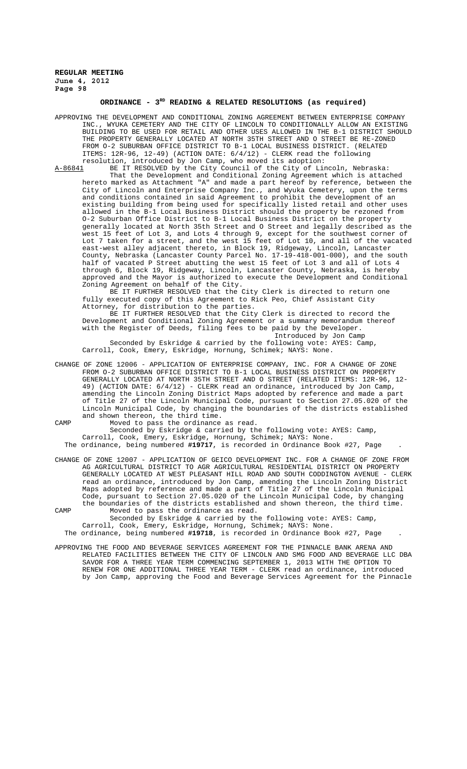## ORDINANCE - 3[RD] READING & RELATED RESOLUTIONS (as required)

APPROVING THE DEVELOPMENT AND CONDITIONAL ZONING AGREEMENT BETWEEN ENTERPRISE COMPANY INC., WYUKA CEMETERY AND THE CITY OF LINCOLN TO CONDITIONALLY ALLOW AN EXISTING BUILDING TO BE USED FOR RETAIL AND OTHER USES ALLOWED IN THE B-1 DISTRICT SHOULD THE PROPERTY GENERALLY LOCATED AT NORTH 35TH STREET AND O STREET BE RE-ZONED FROM O-2 SUBURBAN OFFICE DISTRICT TO B-1 LOCAL BUSINESS DISTRICT. (RELATED ITEMS: 12R-96, 12-49) (ACTION DATE: 6/4/12) - CLERK read the following resolution, introduced by Jon Camp, who moved its adoption:

A-86841 BE IT RESOLVED by the City Council of the City of Lincoln, Nebraska:

That the Development and Conditional Zoning Agreement which is attached hereto marked as Attachment "A" and made a part hereof by reference, between the City of Lincoln and Enterprise Company Inc., and Wyuka Cemetery, upon the terms and conditions contained in said Agreement to prohibit the development of an existing building from being used for specifically listed retail and other uses allowed in the B-1 Local Business District should the property be rezoned from O-2 Suburban Office District to B-1 Local Business District on the property generally located at North 35th Street and O Street and legally described as the west 15 feet of Lot 3, and Lots 4 through 9, except for the southwest corner of Lot 7 taken for a street, and the west 15 feet of Lot 10, and all of the vacated east-west alley adjacent thereto, in Block 19, Ridgeway, Lincoln, Lancaster County, Nebraska (Lancaster County Parcel No. 17-19-418-001-000), and the south half of vacated P Street abutting the west 15 feet of Lot 3 and all of Lots 4 through 6, Block 19, Ridgeway, Lincoln, Lancaster County, Nebraska, is hereby approved and the Mayor is authorized to execute the Development and Conditional Zoning Agreement on behalf of the City.

BE IT FURTHER RESOLVED that the City Clerk is directed to return one fully executed copy of this Agreement to Rick Peo, Chief Assistant City Attorney, for distribution to the parties.

BE IT FURTHER RESOLVED that the City Clerk is directed to record the Development and Conditional Zoning Agreement or a summary memorandum thereof with the Register of Deeds, filing fees to be paid by the Developer.

Introduced by Jon Camp

Seconded by Eskridge & carried by the following vote: AYES: Camp, Carroll, Cook, Emery, Eskridge, Hornung, Schimek; NAYS: None.

CHANGE OF ZONE 12006 - APPLICATION OF ENTERPRISE COMPANY, INC. FOR A CHANGE OF ZONE FROM O-2 SUBURBAN OFFICE DISTRICT TO B-1 LOCAL BUSINESS DISTRICT ON PROPERTY GENERALLY LOCATED AT NORTH 35TH STREET AND O STREET (RELATED ITEMS: 12R-96, 12-49) (ACTION DATE: 6/4/12) - CLERK read an ordinance, introduced by Jon Camp, amending the Lincoln Zoning District Maps adopted by reference and made a part of Title 27 of the Lincoln Municipal Code, pursuant to Section 27.05.020 of the Lincoln Municipal Code, by changing the boundaries of the districts established and shown thereon, the third time.

CAMP Moved to pass the ordinance as read.

Seconded by Eskridge & carried by the following vote: AYES: Camp, Carroll, Cook, Emery, Eskridge, Hornung, Schimek; NAYS: None.

The ordinance, being numbered **#19717**, is recorded in Ordinance Book #27, Page .

CHANGE OF ZONE 12007 - APPLICATION OF GEICO DEVELOPMENT INC. FOR A CHANGE OF ZONE FROM AG AGRICULTURAL DISTRICT TO AGR AGRICULTURAL RESIDENTIAL DISTRICT ON PROPERTY GENERALLY LOCATED AT WEST PLEASANT HILL ROAD AND SOUTH CODDINGTON AVENUE - CLERK read an ordinance, introduced by Jon Camp, amending the Lincoln Zoning District Maps adopted by reference and made a part of Title 27 of the Lincoln Municipal Code, pursuant to Section 27.05.020 of the Lincoln Municipal Code, by changing the boundaries of the districts established and shown thereon, the third time.

CAMP Moved to pass the ordinance as read.

Seconded by Eskridge & carried by the following vote: AYES: Camp, Carroll, Cook, Emery, Eskridge, Hornung, Schimek; NAYS: None.

The ordinance, being numbered **#19718**, is recorded in Ordinance Book #27, Page .

APPROVING THE FOOD AND BEVERAGE SERVICES AGREEMENT FOR THE PINNACLE BANK ARENA AND RELATED FACILITIES BETWEEN THE CITY OF LINCOLN AND SMG FOOD AND BEVERAGE LLC DBA SAVOR FOR A THREE YEAR TERM COMMENCING SEPTEMBER 1, 2013 WITH THE OPTION TO RENEW FOR ONE ADDITIONAL THREE YEAR TERM - CLERK read an ordinance, introduced by Jon Camp, approving the Food and Beverage Services Agreement for the Pinnacle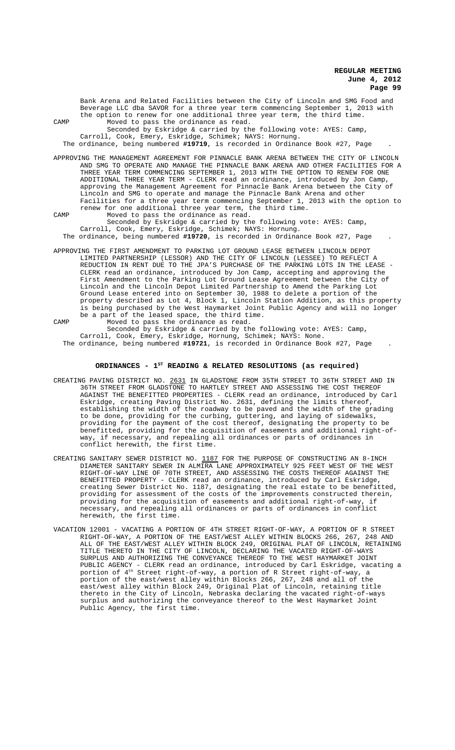Bank Arena and Related Facilities between the City of Lincoln and SMG Food and Beverage LLC dba SAVOR for a three year term commencing September 1, 2013 with the option to renew for one additional three year term, the third time.

CAMP Moved to pass the ordinance as read.

Seconded by Eskridge & carried by the following vote: AYES: Camp, Carroll, Cook, Emery, Eskridge, Schimek; NAYS: Hornung.

The ordinance, being numbered **#19719**, is recorded in Ordinance Book #27, Page .

APPROVING THE MANAGEMENT AGREEMENT FOR PINNACLE BANK ARENA BETWEEN THE CITY OF LINCOLN AND SMG TO OPERATE AND MANAGE THE PINNACLE BANK ARENA AND OTHER FACILITIES FOR A THREE YEAR TERM COMMENCING SEPTEMBER 1, 2013 WITH THE OPTION TO RENEW FOR ONE ADDITIONAL THREE YEAR TERM - CLERK read an ordinance, introduced by Jon Camp, approving the Management Agreement for Pinnacle Bank Arena between the City of Lincoln and SMG to operate and manage the Pinnacle Bank Arena and other Facilities for a three year term commencing September 1, 2013 with the option to renew for one additional three year term, the third time.

CAMP Moved to pass the ordinance as read.

Seconded by Eskridge & carried by the following vote: AYES: Camp, Carroll, Cook, Emery, Eskridge, Schimek; NAYS: Hornung.

The ordinance, being numbered **#19720**, is recorded in Ordinance Book #27, Page .

APPROVING THE FIRST AMENDMENT TO PARKING LOT GROUND LEASE BETWEEN LINCOLN DEPOT LIMITED PARTNERSHIP (LESSOR) AND THE CITY OF LINCOLN (LESSEE) TO REFLECT A REDUCTION IN RENT DUE TO THE JPA'S PURCHASE OF THE PARKING LOTS IN THE LEASE - CLERK read an ordinance, introduced by Jon Camp, accepting and approving the First Amendment to the Parking Lot Ground Lease Agreement between the City of Lincoln and the Lincoln Depot Limited Partnership to Amend the Parking Lot Ground Lease entered into on September 30, 1988 to delete a portion of the property described as Lot 4, Block 1, Lincoln Station Addition, as this property is being purchased by the West Haymarket Joint Public Agency and will no longer be a part of the leased space, the third time.

CAMP Moved to pass the ordinance as read.

Seconded by Eskridge & carried by the following vote: AYES: Camp, Carroll, Cook, Emery, Eskridge, Hornung, Schimek; NAYS: None.

The ordinance, being numbered **#19721**, is recorded in Ordinance Book #27, Page .

## ORDINANCES - 1ST READING & RELATED RESOLUTIONS (as required)

CREATING PAVING DISTRICT NO. 2631 IN GLADSTONE FROM 35TH STREET TO 36TH STREET AND IN 36TH STREET FROM GLADSTONE TO HARTLEY STREET AND ASSESSING THE COST THEREOF AGAINST THE BENEFITTED PROPERTIES - CLERK read an ordinance, introduced by Carl Eskridge, creating Paving District No. 2631, defining the limits thereof, establishing the width of the roadway to be paved and the width of the grading to be done, providing for the curbing, guttering, and laying of sidewalks, providing for the payment of the cost thereof, designating the property to be benefitted, providing for the acquisition of easements and additional right-of-way, if necessary, and repealing all ordinances or parts of ordinances in conflict herewith, the first time.

CREATING SANITARY SEWER DISTRICT NO. 1187 FOR THE PURPOSE OF CONSTRUCTING AN 8-INCH DIAMETER SANITARY SEWER IN ALMIRA LANE APPROXIMATELY 925 FEET WEST OF THE WEST RIGHT-OF-WAY LINE OF 70TH STREET, AND ASSESSING THE COSTS THEREOF AGAINST THE BENEFITTED PROPERTY - CLERK read an ordinance, introduced by Carl Eskridge, creating Sewer District No. 1187, designating the real estate to be benefitted, providing for assessment of the costs of the improvements constructed therein, providing for the acquisition of easements and additional right-of-way, if necessary, and repealing all ordinances or parts of ordinances in conflict herewith, the first time.

VACATION 12001 - VACATING A PORTION OF 4TH STREET RIGHT-OF-WAY, A PORTION OF R STREET RIGHT-OF-WAY, A PORTION OF THE EAST/WEST ALLEY WITHIN BLOCKS 266, 267, 248 AND ALL OF THE EAST/WEST ALLEY WITHIN BLOCK 249, ORIGINAL PLAT OF LINCOLN, RETAINING TITLE THERETO IN THE CITY OF LINCOLN, DECLARING THE VACATED RIGHT-OF-WAYS SURPLUS AND AUTHORIZING THE CONVEYANCE THEREOF TO THE WEST HAYMARKET JOINT PUBLIC AGENCY - CLERK read an ordinance, introduced by Carl Eskridge, vacating a portion of 4th Street right-of-way, a portion of R Street right-of-way, a portion of the east/west alley within Blocks 266, 267, 248 and all of the east/west alley within Block 249, Original Plat of Lincoln, retaining title thereto in the City of Lincoln, Nebraska declaring the vacated right-of-ways surplus and authorizing the conveyance thereof to the West Haymarket Joint Public Agency, the first time.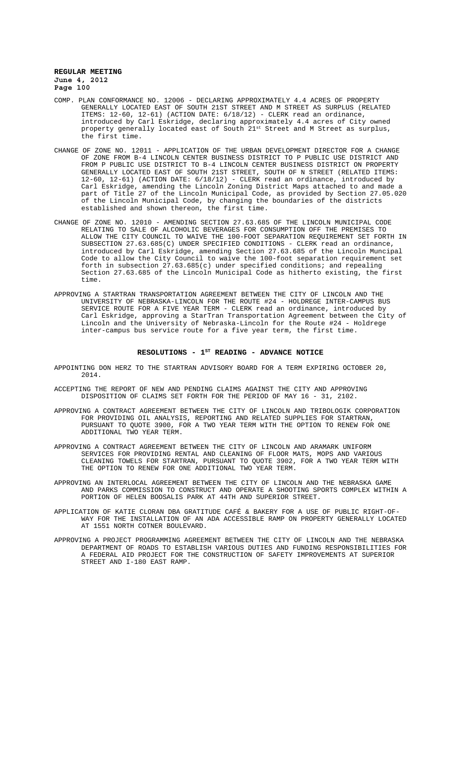COMP. PLAN CONFORMANCE NO. 12006 - DECLARING APPROXIMATELY 4.4 ACRES OF PROPERTY GENERALLY LOCATED EAST OF SOUTH 21ST STREET AND M STREET AS SURPLUS (RELATED ITEMS: 12-60, 12-61) (ACTION DATE: 6/18/12) - CLERK read an ordinance, introduced by Carl Eskridge, declaring approximately 4.4 acres of City owned property generally located east of South 21st Street and M Street as surplus, the first time.

CHANGE OF ZONE NO. 12011 - APPLICATION OF THE URBAN DEVELOPMENT DIRECTOR FOR A CHANGE OF ZONE FROM B-4 LINCOLN CENTER BUSINESS DISTRICT TO P PUBLIC USE DISTRICT AND FROM P PUBLIC USE DISTRICT TO B-4 LINCOLN CENTER BUSINESS DISTRICT ON PROPERTY GENERALLY LOCATED EAST OF SOUTH 21ST STREET, SOUTH OF N STREET (RELATED ITEMS: 12-60, 12-61) (ACTION DATE: 6/18/12) - CLERK read an ordinance, introduced by Carl Eskridge, amending the Lincoln Zoning District Maps attached to and made a part of Title 27 of the Lincoln Municipal Code, as provided by Section 27.05.020 of the Lincoln Municipal Code, by changing the boundaries of the districts established and shown thereon, the first time.

CHANGE OF ZONE NO. 12010 - AMENDING SECTION 27.63.685 OF THE LINCOLN MUNICIPAL CODE RELATING TO SALE OF ALCOHOLIC BEVERAGES FOR CONSUMPTION OFF THE PREMISES TO ALLOW THE CITY COUNCIL TO WAIVE THE 100-FOOT SEPARATION REQUIREMENT SET FORTH IN SUBSECTION 27.63.685(C) UNDER SPECIFIED CONDITIONS - CLERK read an ordinance, introduced by Carl Eskridge, amending Section 27.63.685 of the Lincoln Muncipal Code to allow the City Council to waive the 100-foot separation requirement set forth in subsection 27.63.685(c) under specified conditions; and repealing Section 27.63.685 of the Lincoln Municipal Code as hitherto existing, the first time.

APPROVING A STARTRAN TRANSPORTATION AGREEMENT BETWEEN THE CITY OF LINCOLN AND THE UNIVERSITY OF NEBRASKA-LINCOLN FOR THE ROUTE #24 - HOLDREGE INTER-CAMPUS BUS SERVICE ROUTE FOR A FIVE YEAR TERM - CLERK read an ordinance, introduced by Carl Eskridge, approving a StarTran Transportation Agreement between the City of Lincoln and the University of Nebraska-Lincoln for the Route #24 - Holdrege inter-campus bus service route for a five year term, the first time.

## RESOLUTIONS - 1ST READING - ADVANCE NOTICE

APPOINTING DON HERZ TO THE STARTRAN ADVISORY BOARD FOR A TERM EXPIRING OCTOBER 20, 2014.

ACCEPTING THE REPORT OF NEW AND PENDING CLAIMS AGAINST THE CITY AND APPROVING DISPOSITION OF CLAIMS SET FORTH FOR THE PERIOD OF MAY 16 - 31, 2102.

APPROVING A CONTRACT AGREEMENT BETWEEN THE CITY OF LINCOLN AND TRIBOLOGIK CORPORATION FOR PROVIDING OIL ANALYSIS, REPORTING AND RELATED SUPPLIES FOR STARTRAN, PURSUANT TO QUOTE 3900, FOR A TWO YEAR TERM WITH THE OPTION TO RENEW FOR ONE ADDITIONAL TWO YEAR TERM.

APPROVING A CONTRACT AGREEMENT BETWEEN THE CITY OF LINCOLN AND ARAMARK UNIFORM SERVICES FOR PROVIDING RENTAL AND CLEANING OF FLOOR MATS, MOPS AND VARIOUS CLEANING TOWELS FOR STARTRAN, PURSUANT TO QUOTE 3902, FOR A TWO YEAR TERM WITH THE OPTION TO RENEW FOR ONE ADDITIONAL TWO YEAR TERM.

APPROVING AN INTERLOCAL AGREEMENT BETWEEN THE CITY OF LINCOLN AND THE NEBRASKA GAME AND PARKS COMMISSION TO CONSTRUCT AND OPERATE A SHOOTING SPORTS COMPLEX WITHIN A PORTION OF HELEN BOOSALIS PARK AT 44TH AND SUPERIOR STREET.

APPLICATION OF KATIE CLORAN DBA GRATITUDE CAFÉ & BAKERY FOR A USE OF PUBLIC RIGHT-OF-WAY FOR THE INSTALLATION OF AN ADA ACCESSIBLE RAMP ON PROPERTY GENERALLY LOCATED AT 1551 NORTH COTNER BOULEVARD.

APPROVING A PROJECT PROGRAMMING AGREEMENT BETWEEN THE CITY OF LINCOLN AND THE NEBRASKA DEPARTMENT OF ROADS TO ESTABLISH VARIOUS DUTIES AND FUNDING RESPONSIBILITIES FOR A FEDERAL AID PROJECT FOR THE CONSTRUCTION OF SAFETY IMPROVEMENTS AT SUPERIOR STREET AND I-180 EAST RAMP.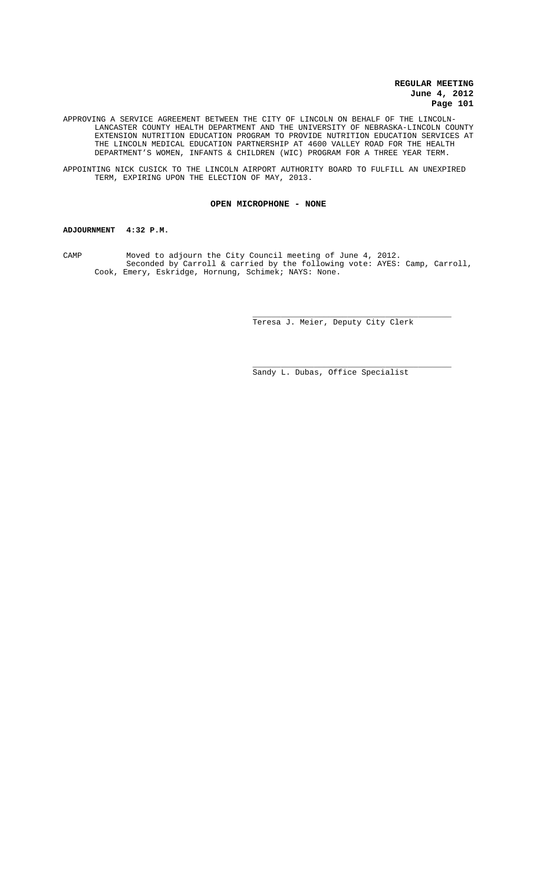APPROVING A SERVICE AGREEMENT BETWEEN THE CITY OF LINCOLN ON BEHALF OF THE LINCOLN-LANCASTER COUNTY HEALTH DEPARTMENT AND THE UNIVERSITY OF NEBRASKA-LINCOLN COUNTY EXTENSION NUTRITION EDUCATION PROGRAM TO PROVIDE NUTRITION EDUCATION SERVICES AT THE LINCOLN MEDICAL EDUCATION PARTNERSHIP AT 4600 VALLEY ROAD FOR THE HEALTH DEPARTMENT'S WOMEN, INFANTS & CHILDREN (WIC) PROGRAM FOR A THREE YEAR TERM.

APPOINTING NICK CUSICK TO THE LINCOLN AIRPORT AUTHORITY BOARD TO FULFILL AN UNEXPIRED TERM, EXPIRING UPON THE ELECTION OF MAY, 2013.

**OPEN MICROPHONE - NONE**

**ADJOURNMENT 4:32 P.M.**

CAMP Moved to adjourn the City Council meeting of June 4, 2012.
Seconded by Carroll & carried by the following vote: AYES: Camp, Carroll, Cook, Emery, Eskridge, Hornung, Schimek; NAYS: None.

\_\_\_\_\_\_\_\_\_\_\_\_\_\_\_\_\_\_\_\_\_\_\_\_\_\_\_\_\_\_\_\_\_\_\_\_\_\_\_\_
Teresa J. Meier, Deputy City Clerk

\_\_\_\_\_\_\_\_\_\_\_\_\_\_\_\_\_\_\_\_\_\_\_\_\_\_\_\_\_\_\_\_\_\_\_\_\_\_\_\_
Sandy L. Dubas, Office Specialist